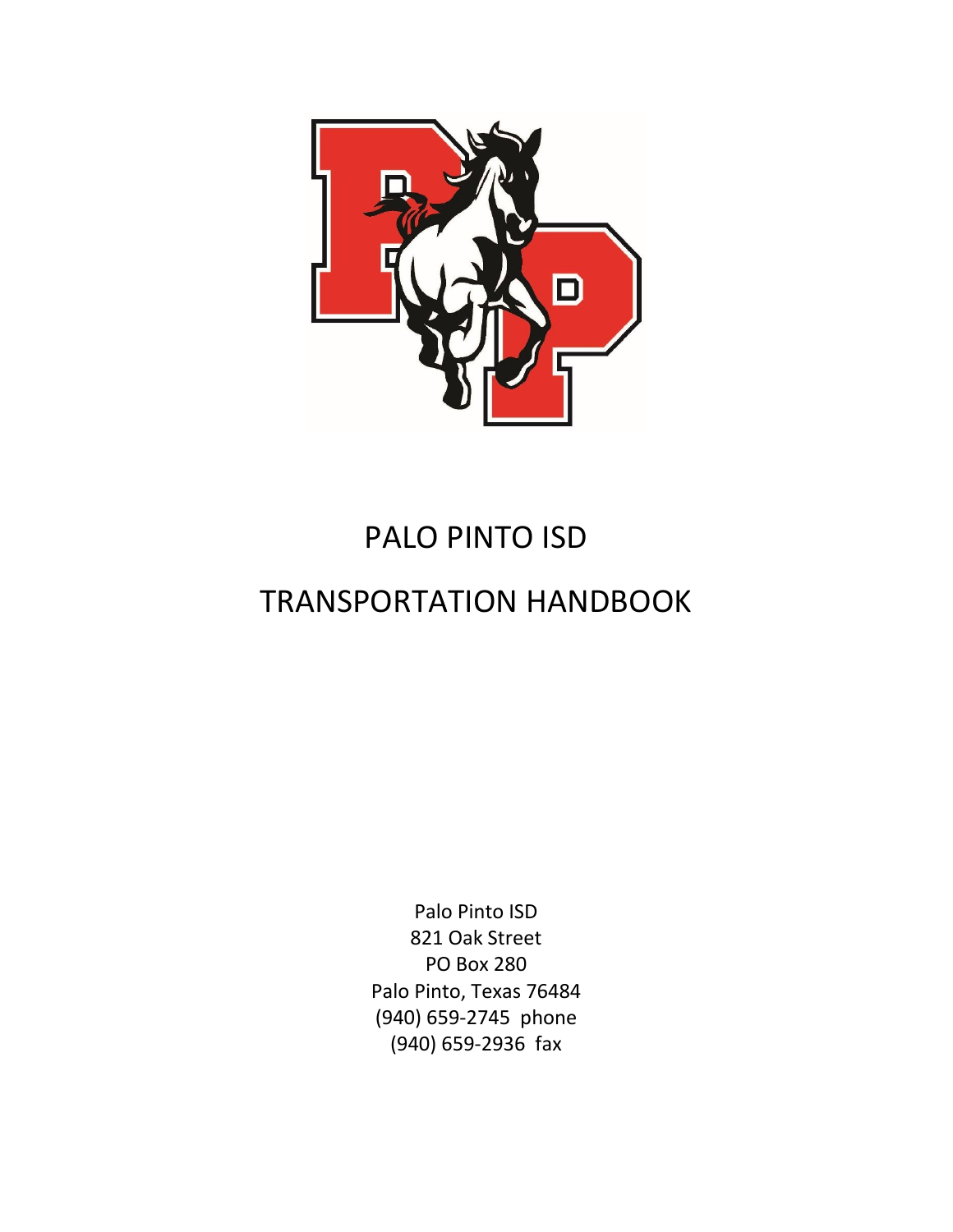# PALO PINTO ISD

# TRANSPORTATION HANDBOOK

Palo Pinto ISD
821 Oak Street
PO Box 280
Palo Pinto, Texas 76484
(940) 659-2745 phone
(940) 659-2936 fax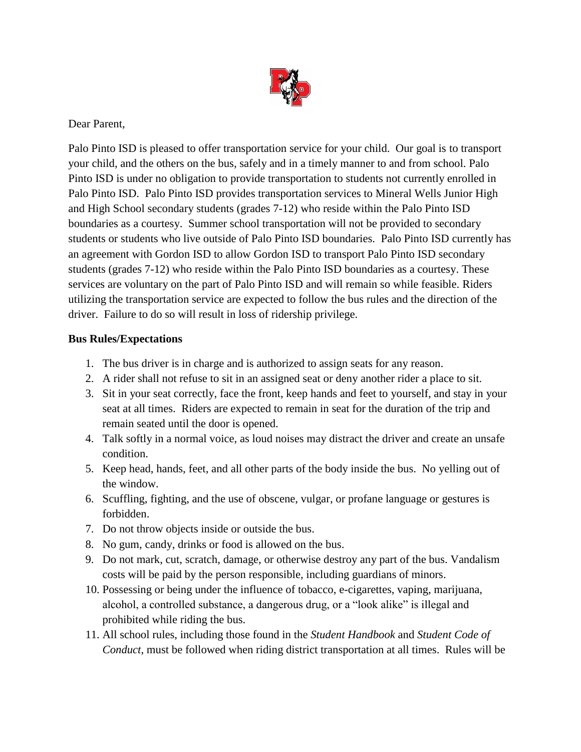Dear Parent,

Palo Pinto ISD is pleased to offer transportation service for your child. Our goal is to transport your child, and the others on the bus, safely and in a timely manner to and from school. Palo Pinto ISD is under no obligation to provide transportation to students not currently enrolled in Palo Pinto ISD. Palo Pinto ISD provides transportation services to Mineral Wells Junior High and High School secondary students (grades 7-12) who reside within the Palo Pinto ISD boundaries as a courtesy. Summer school transportation will not be provided to secondary students or students who live outside of Palo Pinto ISD boundaries. Palo Pinto ISD currently has an agreement with Gordon ISD to allow Gordon ISD to transport Palo Pinto ISD secondary students (grades 7-12) who reside within the Palo Pinto ISD boundaries as a courtesy. These services are voluntary on the part of Palo Pinto ISD and will remain so while feasible. Riders utilizing the transportation service are expected to follow the bus rules and the direction of the driver. Failure to do so will result in loss of ridership privilege.

**Bus Rules/Expectations**

1. The bus driver is in charge and is authorized to assign seats for any reason.
2. A rider shall not refuse to sit in an assigned seat or deny another rider a place to sit.
3. Sit in your seat correctly, face the front, keep hands and feet to yourself, and stay in your seat at all times. Riders are expected to remain in seat for the duration of the trip and remain seated until the door is opened.
4. Talk softly in a normal voice, as loud noises may distract the driver and create an unsafe condition.
5. Keep head, hands, feet, and all other parts of the body inside the bus. No yelling out of the window.
6. Scuffling, fighting, and the use of obscene, vulgar, or profane language or gestures is forbidden.
7. Do not throw objects inside or outside the bus.
8. No gum, candy, drinks or food is allowed on the bus.
9. Do not mark, cut, scratch, damage, or otherwise destroy any part of the bus. Vandalism costs will be paid by the person responsible, including guardians of minors.
10. Possessing or being under the influence of tobacco, e-cigarettes, vaping, marijuana, alcohol, a controlled substance, a dangerous drug, or a "look alike" is illegal and prohibited while riding the bus.
11. All school rules, including those found in the *Student Handbook* and *Student Code of Conduct*, must be followed when riding district transportation at all times. Rules will be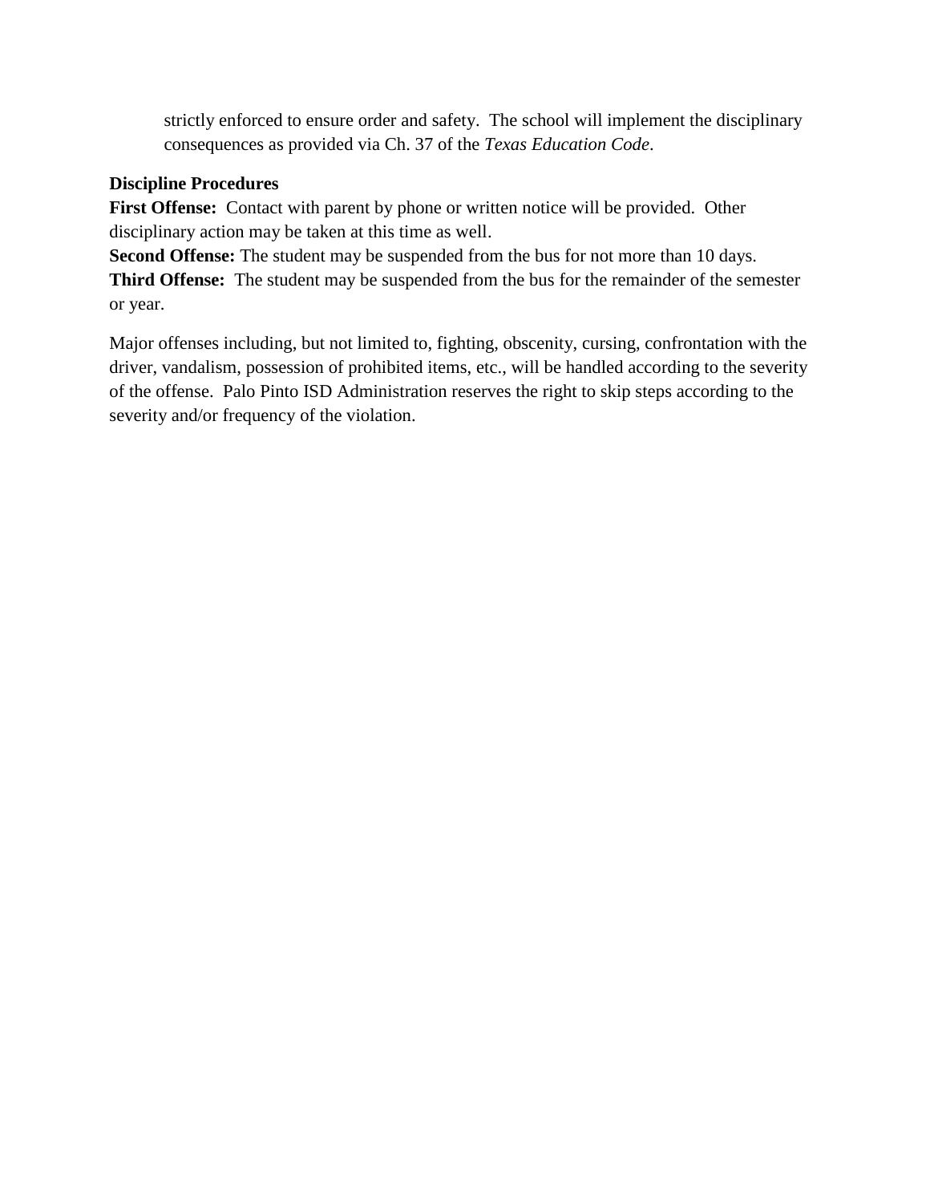strictly enforced to ensure order and safety. The school will implement the disciplinary consequences as provided via Ch. 37 of the *Texas Education Code*.

**Discipline Procedures**

**First Offense:** Contact with parent by phone or written notice will be provided. Other disciplinary action may be taken at this time as well.

**Second Offense:** The student may be suspended from the bus for not more than 10 days.

**Third Offense:** The student may be suspended from the bus for the remainder of the semester or year.

Major offenses including, but not limited to, fighting, obscenity, cursing, confrontation with the driver, vandalism, possession of prohibited items, etc., will be handled according to the severity of the offense. Palo Pinto ISD Administration reserves the right to skip steps according to the severity and/or frequency of the violation.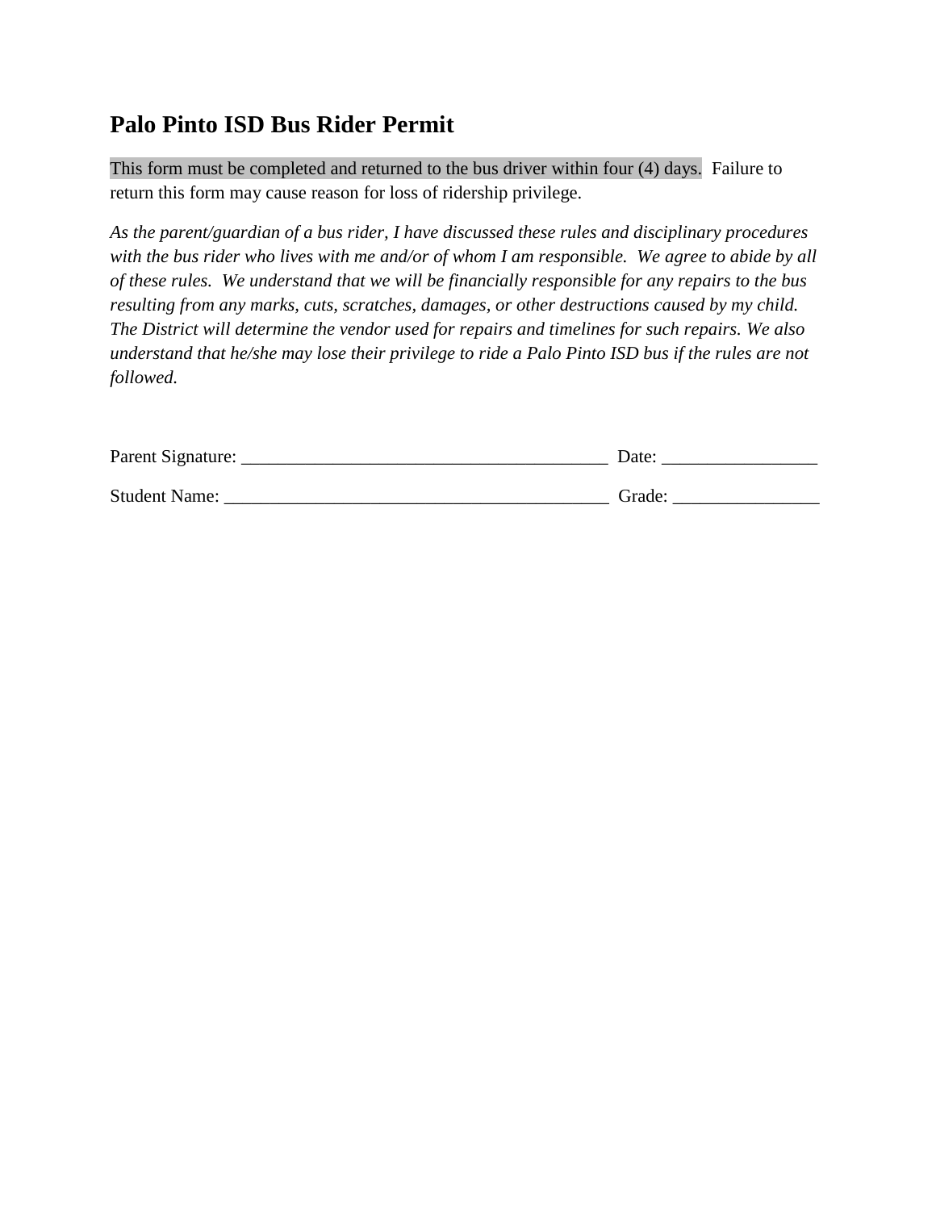# Palo Pinto ISD Bus Rider Permit

This form must be completed and returned to the bus driver within four (4) days. Failure to return this form may cause reason for loss of ridership privilege.

*As the parent/guardian of a bus rider, I have discussed these rules and disciplinary procedures with the bus rider who lives with me and/or of whom I am responsible. We agree to abide by all of these rules. We understand that we will be financially responsible for any repairs to the bus resulting from any marks, cuts, scratches, damages, or other destructions caused by my child. The District will determine the vendor used for repairs and timelines for such repairs. We also understand that he/she may lose their privilege to ride a Palo Pinto ISD bus if the rules are not followed.*

Parent Signature: ________________________________________ Date: ________________

Student Name: __________________________________________ Grade: _______________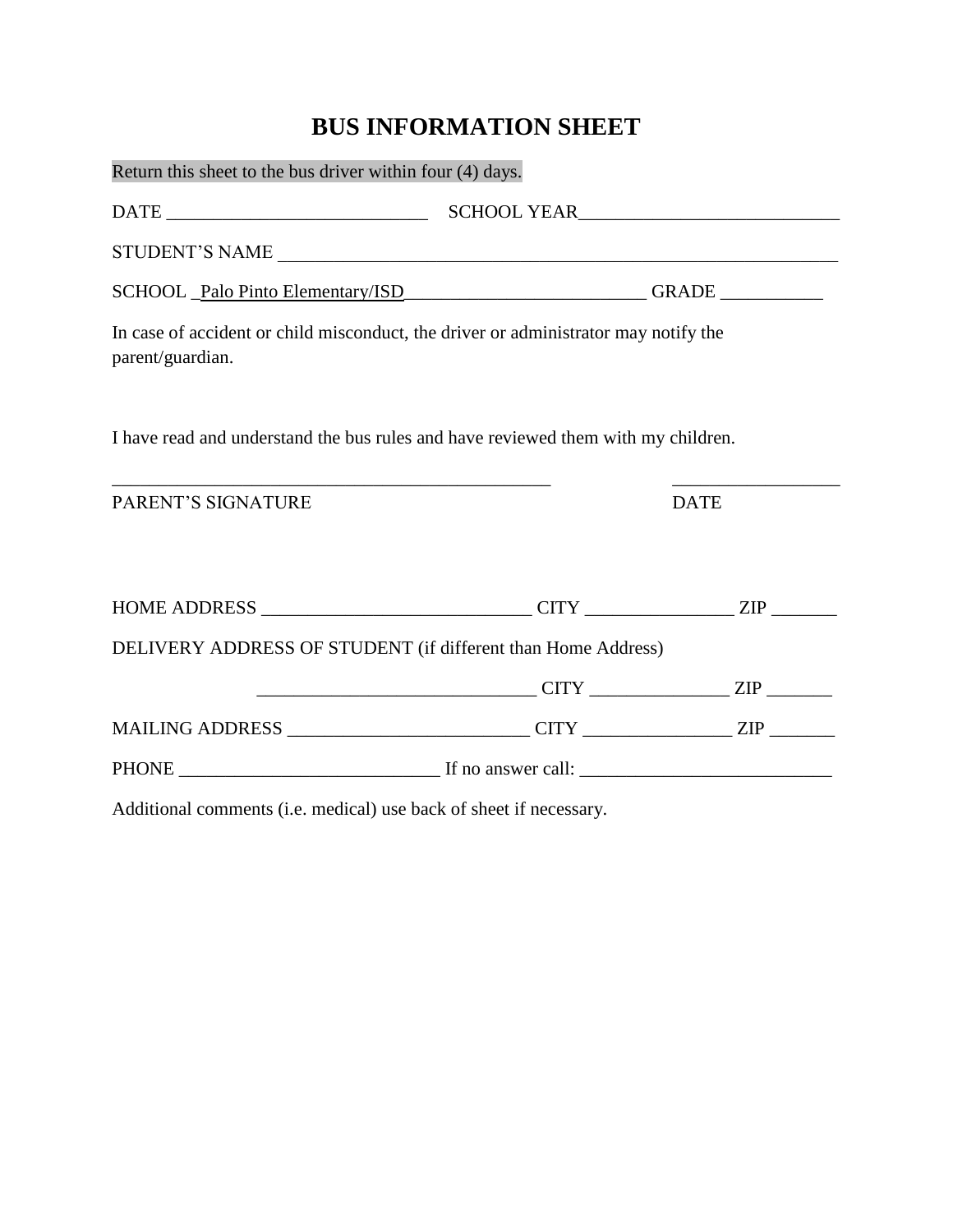# BUS INFORMATION SHEET

Return this sheet to the bus driver within four (4) days.

DATE ___________________________ SCHOOL YEAR___________________________

STUDENT'S NAME ____________________________________________________________

SCHOOL _Palo Pinto Elementary/ISD_________________________ GRADE ___________

In case of accident or child misconduct, the driver or administrator may notify the parent/guardian.

I have read and understand the bus rules and have reviewed them with my children.

_______________________________________________ _________________

PARENT'S SIGNATURE DATE

HOME ADDRESS ____________________________ CITY _______________ ZIP _______

DELIVERY ADDRESS OF STUDENT (if different than Home Address)

_____________________________ CITY ______________ ZIP _______

MAILING ADDRESS _________________________ CITY _______________ ZIP _______

PHONE ___________________________ If no answer call: __________________________

Additional comments (i.e. medical) use back of sheet if necessary.